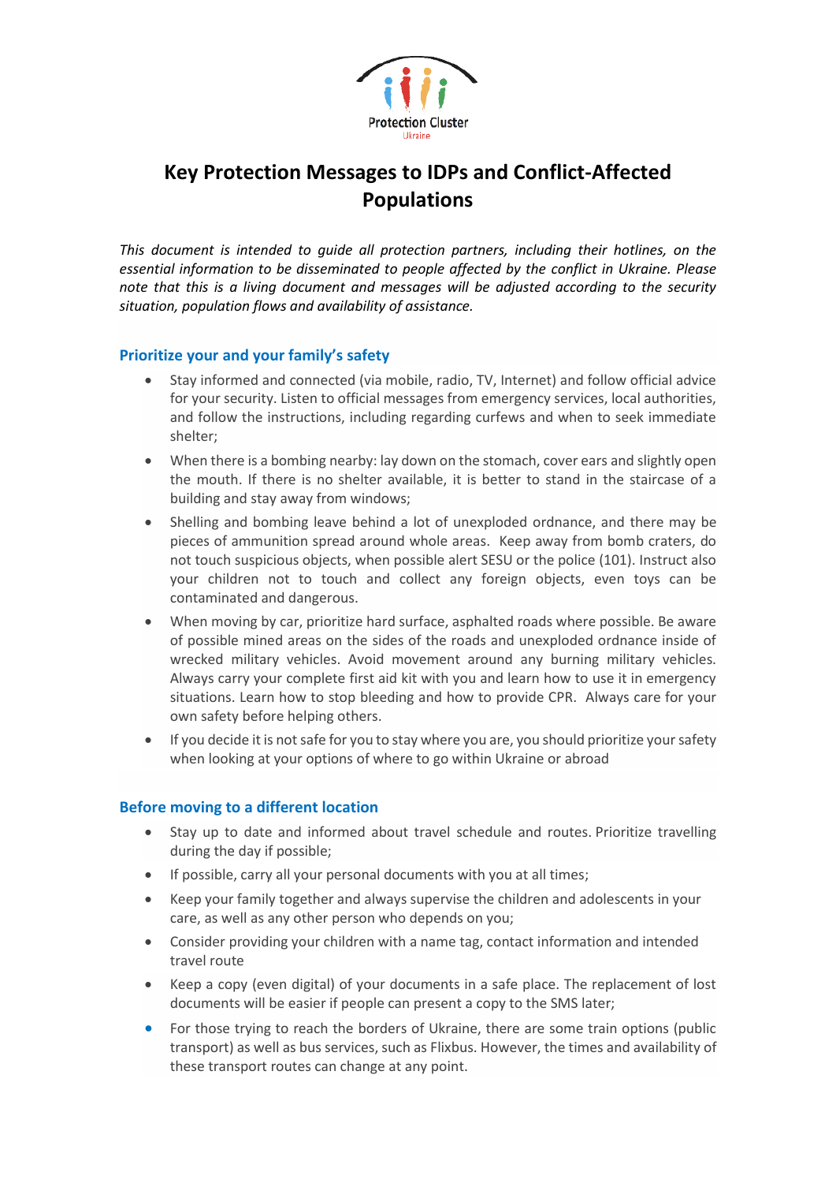Protection Cluster
Ukraine

# Key Protection Messages to IDPs and Conflict-Affected Populations

*This document is intended to guide all protection partners, including their hotlines, on the essential information to be disseminated to people affected by the conflict in Ukraine. Please note that this is a living document and messages will be adjusted according to the security situation, population flows and availability of assistance.*

## Prioritize your and your family's safety

- Stay informed and connected (via mobile, radio, TV, Internet) and follow official advice for your security. Listen to official messages from emergency services, local authorities, and follow the instructions, including regarding curfews and when to seek immediate shelter;
- When there is a bombing nearby: lay down on the stomach, cover ears and slightly open the mouth. If there is no shelter available, it is better to stand in the staircase of a building and stay away from windows;
- Shelling and bombing leave behind a lot of unexploded ordnance, and there may be pieces of ammunition spread around whole areas. Keep away from bomb craters, do not touch suspicious objects, when possible alert SESU or the police (101). Instruct also your children not to touch and collect any foreign objects, even toys can be contaminated and dangerous.
- When moving by car, prioritize hard surface, asphalted roads where possible. Be aware of possible mined areas on the sides of the roads and unexploded ordnance inside of wrecked military vehicles. Avoid movement around any burning military vehicles. Always carry your complete first aid kit with you and learn how to use it in emergency situations. Learn how to stop bleeding and how to provide CPR. Always care for your own safety before helping others.
- If you decide it is not safe for you to stay where you are, you should prioritize your safety when looking at your options of where to go within Ukraine or abroad

## Before moving to a different location

- Stay up to date and informed about travel schedule and routes. Prioritize travelling during the day if possible;
- If possible, carry all your personal documents with you at all times;
- Keep your family together and always supervise the children and adolescents in your care, as well as any other person who depends on you;
- Consider providing your children with a name tag, contact information and intended travel route
- Keep a copy (even digital) of your documents in a safe place. The replacement of lost documents will be easier if people can present a copy to the SMS later;
- For those trying to reach the borders of Ukraine, there are some train options (public transport) as well as bus services, such as Flixbus. However, the times and availability of these transport routes can change at any point.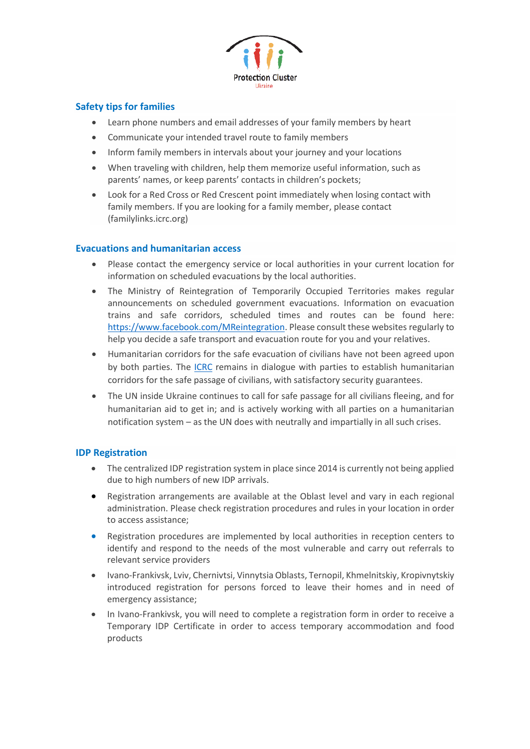## Safety tips for families

- Learn phone numbers and email addresses of your family members by heart
- Communicate your intended travel route to family members
- Inform family members in intervals about your journey and your locations
- When traveling with children, help them memorize useful information, such as parents' names, or keep parents' contacts in children's pockets;
- Look for a Red Cross or Red Crescent point immediately when losing contact with family members. If you are looking for a family member, please contact (familylinks.icrc.org)

## Evacuations and humanitarian access

- Please contact the emergency service or local authorities in your current location for information on scheduled evacuations by the local authorities.
- The Ministry of Reintegration of Temporarily Occupied Territories makes regular announcements on scheduled government evacuations. Information on evacuation trains and safe corridors, scheduled times and routes can be found here: [https://www.facebook.com/MReintegration](https://www.facebook.com/MReintegration). Please consult these websites regularly to help you decide a safe transport and evacuation route for you and your relatives.
- Humanitarian corridors for the safe evacuation of civilians have not been agreed upon by both parties. The ICRC remains in dialogue with parties to establish humanitarian corridors for the safe passage of civilians, with satisfactory security guarantees.
- The UN inside Ukraine continues to call for safe passage for all civilians fleeing, and for humanitarian aid to get in; and is actively working with all parties on a humanitarian notification system – as the UN does with neutrally and impartially in all such crises.

## IDP Registration

- The centralized IDP registration system in place since 2014 is currently not being applied due to high numbers of new IDP arrivals.
- Registration arrangements are available at the Oblast level and vary in each regional administration. Please check registration procedures and rules in your location in order to access assistance;
- Registration procedures are implemented by local authorities in reception centers to identify and respond to the needs of the most vulnerable and carry out referrals to relevant service providers
- Ivano-Frankivsk, Lviv, Chernivtsi, Vinnytsia Oblasts, Ternopil, Khmelnitskiy, Kropivnytskiy introduced registration for persons forced to leave their homes and in need of emergency assistance;
- In Ivano-Frankivsk, you will need to complete a registration form in order to receive a Temporary IDP Certificate in order to access temporary accommodation and food products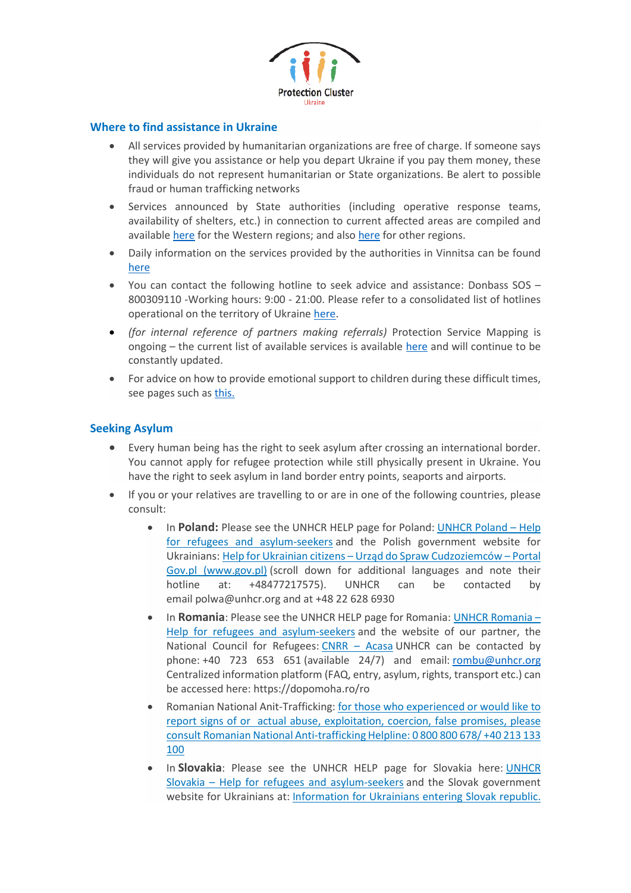## Where to find assistance in Ukraine

- All services provided by humanitarian organizations are free of charge. If someone says they will give you assistance or help you depart Ukraine if you pay them money, these individuals do not represent humanitarian or State organizations. Be alert to possible fraud or human trafficking networks
- Services announced by State authorities (including operative response teams, availability of shelters, etc.) in connection to current affected areas are compiled and available here for the Western regions; and also here for other regions.
- Daily information on the services provided by the authorities in Vinnitsa can be found here
- You can contact the following hotline to seek advice and assistance: Donbass SOS – 800309110 -Working hours: 9:00 - 21:00. Please refer to a consolidated list of hotlines operational on the territory of Ukraine here.
- *(for internal reference of partners making referrals)* Protection Service Mapping is ongoing – the current list of available services is available here and will continue to be constantly updated.
- For advice on how to provide emotional support to children during these difficult times, see pages such as this.

## Seeking Asylum

- Every human being has the right to seek asylum after crossing an international border. You cannot apply for refugee protection while still physically present in Ukraine. You have the right to seek asylum in land border entry points, seaports and airports.
- If you or your relatives are travelling to or are in one of the following countries, please consult:
  - In **Poland:** Please see the UNHCR HELP page for Poland: UNHCR Poland – Help for refugees and asylum-seekers and the Polish government website for Ukrainians: Help for Ukrainian citizens – Urząd do Spraw Cudzoziemców – Portal Gov.pl (www.gov.pl) (scroll down for additional languages and note their hotline at: +48477217575). UNHCR can be contacted by email polwa@unhcr.org and at +48 22 628 6930
  - In **Romania**: Please see the UNHCR HELP page for Romania: UNHCR Romania – Help for refugees and asylum-seekers and the website of our partner, the National Council for Refugees: CNRR – Acasa UNHCR can be contacted by phone: +40 723 653 651 (available 24/7) and email: rombu@unhcr.org Centralized information platform (FAQ, entry, asylum, rights, transport etc.) can be accessed here: https://dopomoha.ro/ro
  - Romanian National Anit-Trafficking: for those who experienced or would like to report signs of or actual abuse, exploitation, coercion, false promises, please consult Romanian National Anti-trafficking Helpline: 0 800 800 678/ +40 213 133 100
  - In **Slovakia**: Please see the UNHCR HELP page for Slovakia here: UNHCR Slovakia – Help for refugees and asylum-seekers and the Slovak government website for Ukrainians at: Information for Ukrainians entering Slovak republic.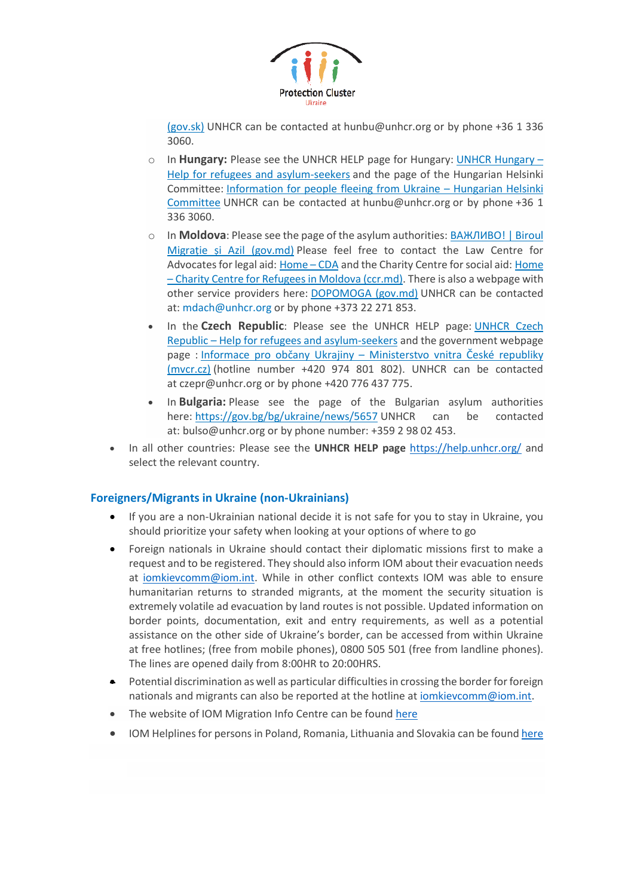[(gov.sk)](gov.sk) UNHCR can be contacted at hunbu@unhcr.org or by phone +36 1 336 3060.

   - In **Hungary:** Please see the UNHCR HELP page for Hungary: UNHCR Hungary – Help for refugees and asylum-seekers and the page of the Hungarian Helsinki Committee: Information for people fleeing from Ukraine – Hungarian Helsinki Committee UNHCR can be contacted at hunbu@unhcr.org or by phone +36 1 336 3060.
   - In **Moldova**: Please see the page of the asylum authorities: ВАЖЛИВО! | Biroul Migrație și Azil (gov.md) Please feel free to contact the Law Centre for Advocates for legal aid: Home – CDA and the Charity Centre for social aid: Home – Charity Centre for Refugees in Moldova (ccr.md). There is also a webpage with other service providers here: DOPOMOGA (gov.md) UNHCR can be contacted at: mdach@unhcr.org or by phone +373 22 271 853.
   - In the **Czech Republic**: Please see the UNHCR HELP page: UNHCR Czech Republic – Help for refugees and asylum-seekers and the government webpage page : Informace pro občany Ukrajiny – Ministerstvo vnitra České republiky (mvcr.cz) (hotline number +420 974 801 802). UNHCR can be contacted at czepr@unhcr.org or by phone +420 776 437 775.
   - In **Bulgaria:** Please see the page of the Bulgarian asylum authorities here: https://gov.bg/bg/ukraine/news/5657 UNHCR can be contacted at: bulso@unhcr.org or by phone number: +359 2 98 02 453.
- In all other countries: Please see the **UNHCR HELP page** https://help.unhcr.org/ and select the relevant country.

## Foreigners/Migrants in Ukraine (non-Ukrainians)

- If you are a non-Ukrainian national decide it is not safe for you to stay in Ukraine, you should prioritize your safety when looking at your options of where to go
- Foreign nationals in Ukraine should contact their diplomatic missions first to make a request and to be registered. They should also inform IOM about their evacuation needs at iomkievcomm@iom.int. While in other conflict contexts IOM was able to ensure humanitarian returns to stranded migrants, at the moment the security situation is extremely volatile ad evacuation by land routes is not possible. Updated information on border points, documentation, exit and entry requirements, as well as a potential assistance on the other side of Ukraine's border, can be accessed from within Ukraine at free hotlines; (free from mobile phones), 0800 505 501 (free from landline phones). The lines are opened daily from 8:00HR to 20:00HRS.
- Potential discrimination as well as particular difficulties in crossing the border for foreign nationals and migrants can also be reported at the hotline at iomkievcomm@iom.int.
- The website of IOM Migration Info Centre can be found here
- IOM Helplines for persons in Poland, Romania, Lithuania and Slovakia can be found here